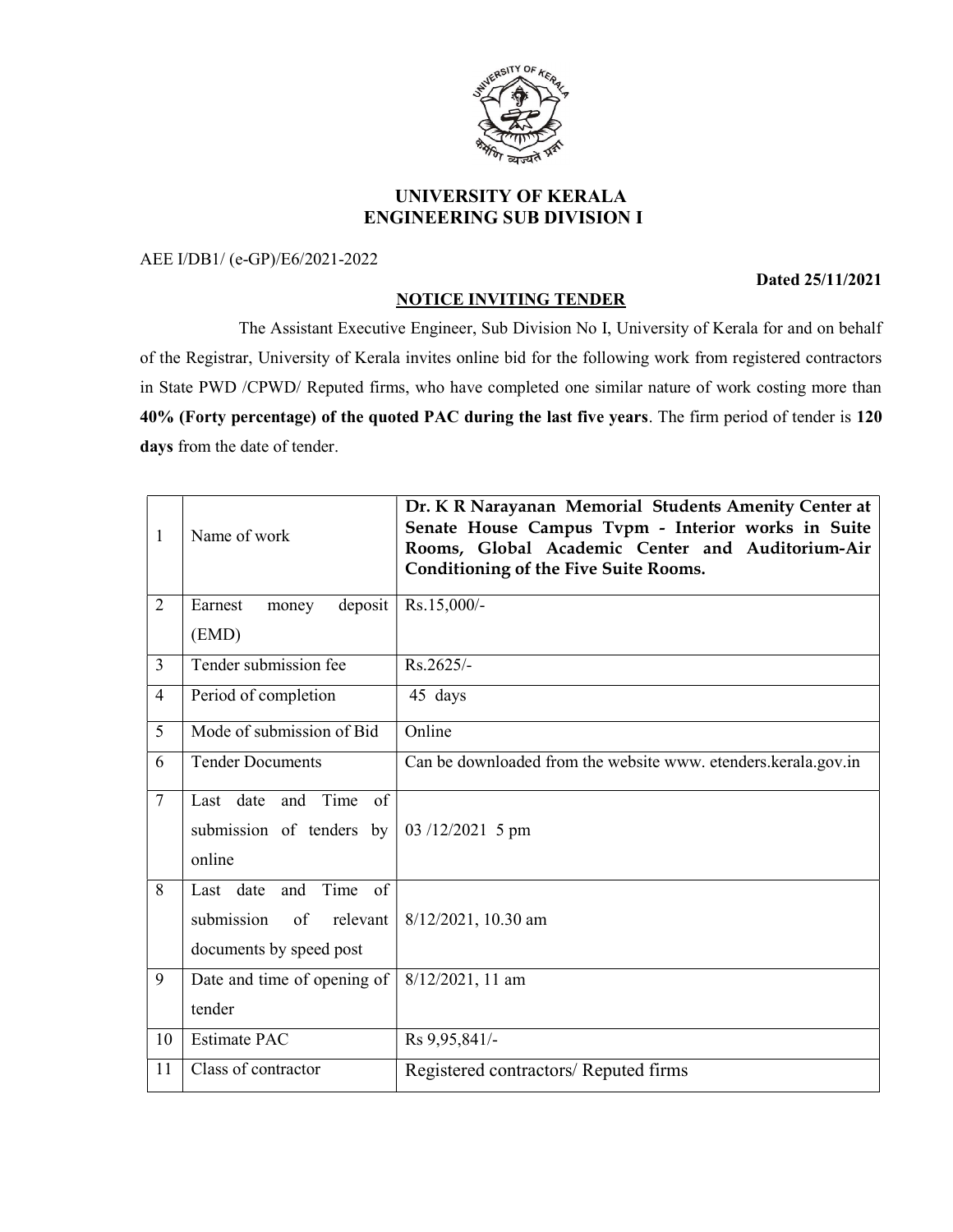# UNIVERSITY OF KERALA
## ENGINEERING SUB DIVISION I

AEE I/DB1/ (e-GP)/E6/2021-2022

**Dated 25/11/2021**

### NOTICE INVITING TENDER

The Assistant Executive Engineer, Sub Division No I, University of Kerala for and on behalf of the Registrar, University of Kerala invites online bid for the following work from registered contractors in State PWD /CPWD/ Reputed firms, who have completed one similar nature of work costing more than **40% (Forty percentage) of the quoted PAC during the last five years**. The firm period of tender is **120 days** from the date of tender.

| | | |
|---|---|---|
| 1 | Name of work | **Dr. K R Narayanan Memorial Students Amenity Center at Senate House Campus Tvpm - Interior works in Suite Rooms, Global Academic Center and Auditorium-Air Conditioning of the Five Suite Rooms.** |
| 2 | Earnest money deposit (EMD) | Rs.15,000/- |
| 3 | Tender submission fee | Rs.2625/- |
| 4 | Period of completion | 45 days |
| 5 | Mode of submission of Bid | Online |
| 6 | Tender Documents | Can be downloaded from the website www. etenders.kerala.gov.in |
| 7 | Last date and Time of submission of tenders by online | 03 /12/2021 5 pm |
| 8 | Last date and Time of submission of relevant documents by speed post | 8/12/2021, 10.30 am |
| 9 | Date and time of opening of tender | 8/12/2021, 11 am |
| 10 | Estimate PAC | Rs 9,95,841/- |
| 11 | Class of contractor | Registered contractors/ Reputed firms |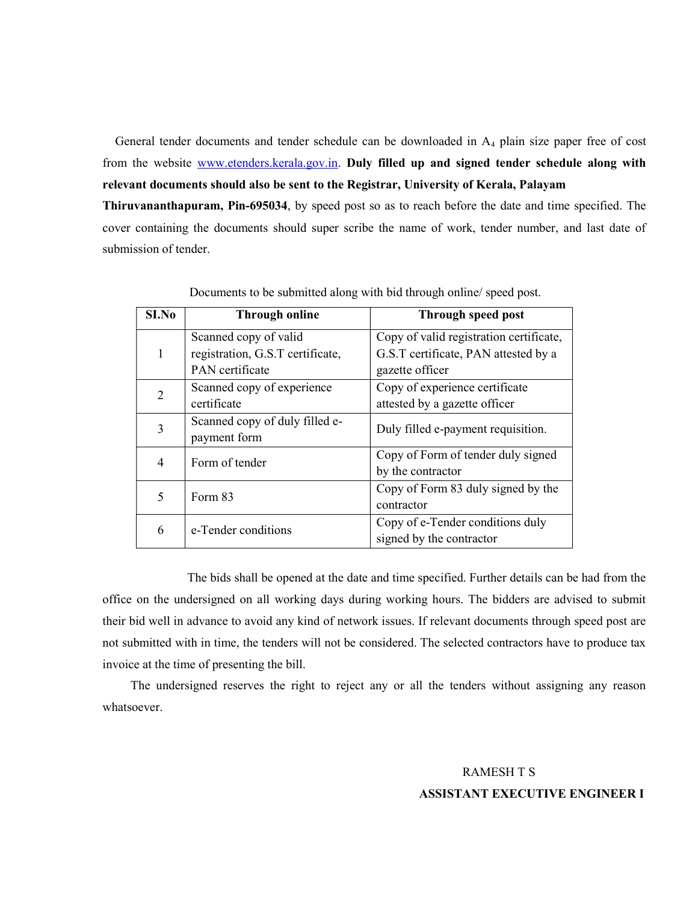General tender documents and tender schedule can be downloaded in $A_4$ plain size paper free of cost from the website [www.etenders.kerala.gov.in](http://www.etenders.kerala.gov.in). **Duly filled up and signed tender schedule along with relevant documents should also be sent to the Registrar, University of Kerala, Palayam Thiruvananthapuram, Pin-695034**, by speed post so as to reach before the date and time specified. The cover containing the documents should super scribe the name of work, tender number, and last date of submission of tender.

Documents to be submitted along with bid through online/ speed post.

| SI.No | Through online | Through speed post |
|---|---|---|
| 1 | Scanned copy of valid registration, G.S.T certificate, PAN certificate | Copy of valid registration certificate, G.S.T certificate, PAN attested by a gazette officer |
| 2 | Scanned copy of experience certificate | Copy of experience certificate attested by a gazette officer |
| 3 | Scanned copy of duly filled e-payment form | Duly filled e-payment requisition. |
| 4 | Form of tender | Copy of Form of tender duly signed by the contractor |
| 5 | Form 83 | Copy of Form 83 duly signed by the contractor |
| 6 | e-Tender conditions | Copy of e-Tender conditions duly signed by the contractor |

The bids shall be opened at the date and time specified. Further details can be had from the office on the undersigned on all working days during working hours. The bidders are advised to submit their bid well in advance to avoid any kind of network issues. If relevant documents through speed post are not submitted with in time, the tenders will not be considered. The selected contractors have to produce tax invoice at the time of presenting the bill.

The undersigned reserves the right to reject any or all the tenders without assigning any reason whatsoever.

RAMESH T S

**ASSISTANT EXECUTIVE ENGINEER I**